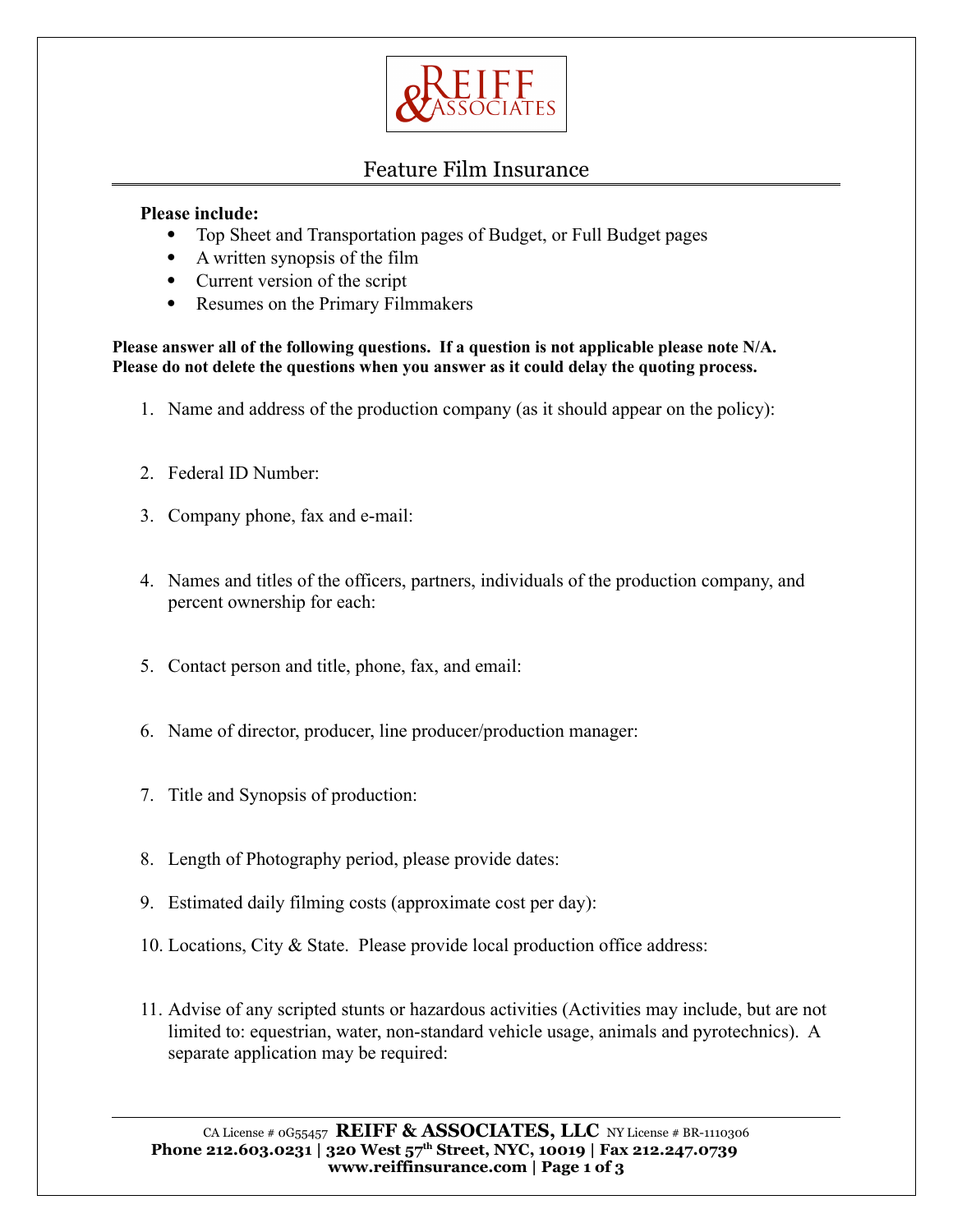# Feature Film Insurance

**Please include:**

- Top Sheet and Transportation pages of Budget, or Full Budget pages
- A written synopsis of the film
- Current version of the script
- Resumes on the Primary Filmmakers

**Please answer all of the following questions. If a question is not applicable please note N/A. Please do not delete the questions when you answer as it could delay the quoting process.**

1. Name and address of the production company (as it should appear on the policy):

2. Federal ID Number:

3. Company phone, fax and e-mail:

4. Names and titles of the officers, partners, individuals of the production company, and percent ownership for each:

5. Contact person and title, phone, fax, and email:

6. Name of director, producer, line producer/production manager:

7. Title and Synopsis of production:

8. Length of Photography period, please provide dates:

9. Estimated daily filming costs (approximate cost per day):

10. Locations, City & State. Please provide local production office address:

11. Advise of any scripted stunts or hazardous activities (Activities may include, but are not limited to: equestrian, water, non-standard vehicle usage, animals and pyrotechnics). A separate application may be required:

CA License # 0G55457 **REIFF & ASSOCIATES, LLC** NY License # BR-1110306
**Phone 212.603.0231 | 320 West 57th Street, NYC, 10019 | Fax 212.247.0739**
**www.reiffinsurance.com**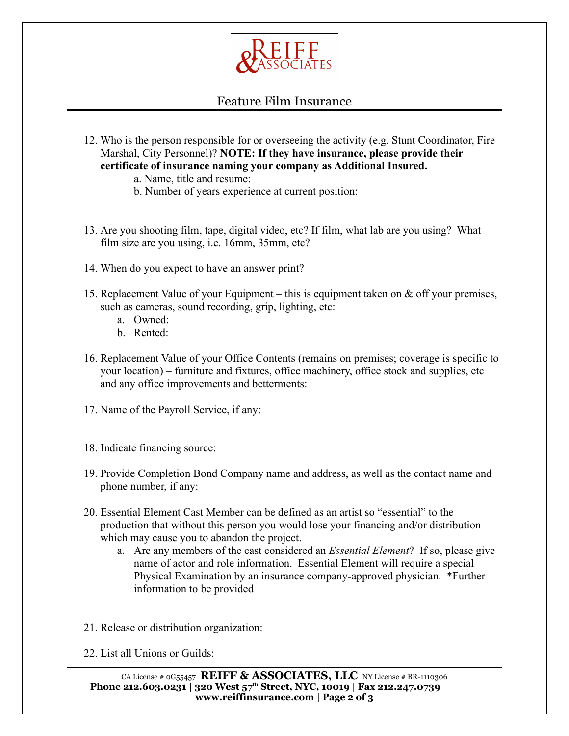# Feature Film Insurance

12. Who is the person responsible for or overseeing the activity (e.g. Stunt Coordinator, Fire Marshal, City Personnel)? **NOTE: If they have insurance, please provide their certificate of insurance naming your company as Additional Insured.**
    a. Name, title and resume:
    b. Number of years experience at current position:

13. Are you shooting film, tape, digital video, etc? If film, what lab are you using? What film size are you using, i.e. 16mm, 35mm, etc?

14. When do you expect to have an answer print?

15. Replacement Value of your Equipment – this is equipment taken on & off your premises, such as cameras, sound recording, grip, lighting, etc:
    a. Owned:
    b. Rented:

16. Replacement Value of your Office Contents (remains on premises; coverage is specific to your location) – furniture and fixtures, office machinery, office stock and supplies, etc and any office improvements and betterments:

17. Name of the Payroll Service, if any:

18. Indicate financing source:

19. Provide Completion Bond Company name and address, as well as the contact name and phone number, if any:

20. Essential Element Cast Member can be defined as an artist so "essential" to the production that without this person you would lose your financing and/or distribution which may cause you to abandon the project.
    a. Are any members of the cast considered an *Essential Element*? If so, please give name of actor and role information. Essential Element will require a special Physical Examination by an insurance company-approved physician. *Further information to be provided

21. Release or distribution organization:

22. List all Unions or Guilds: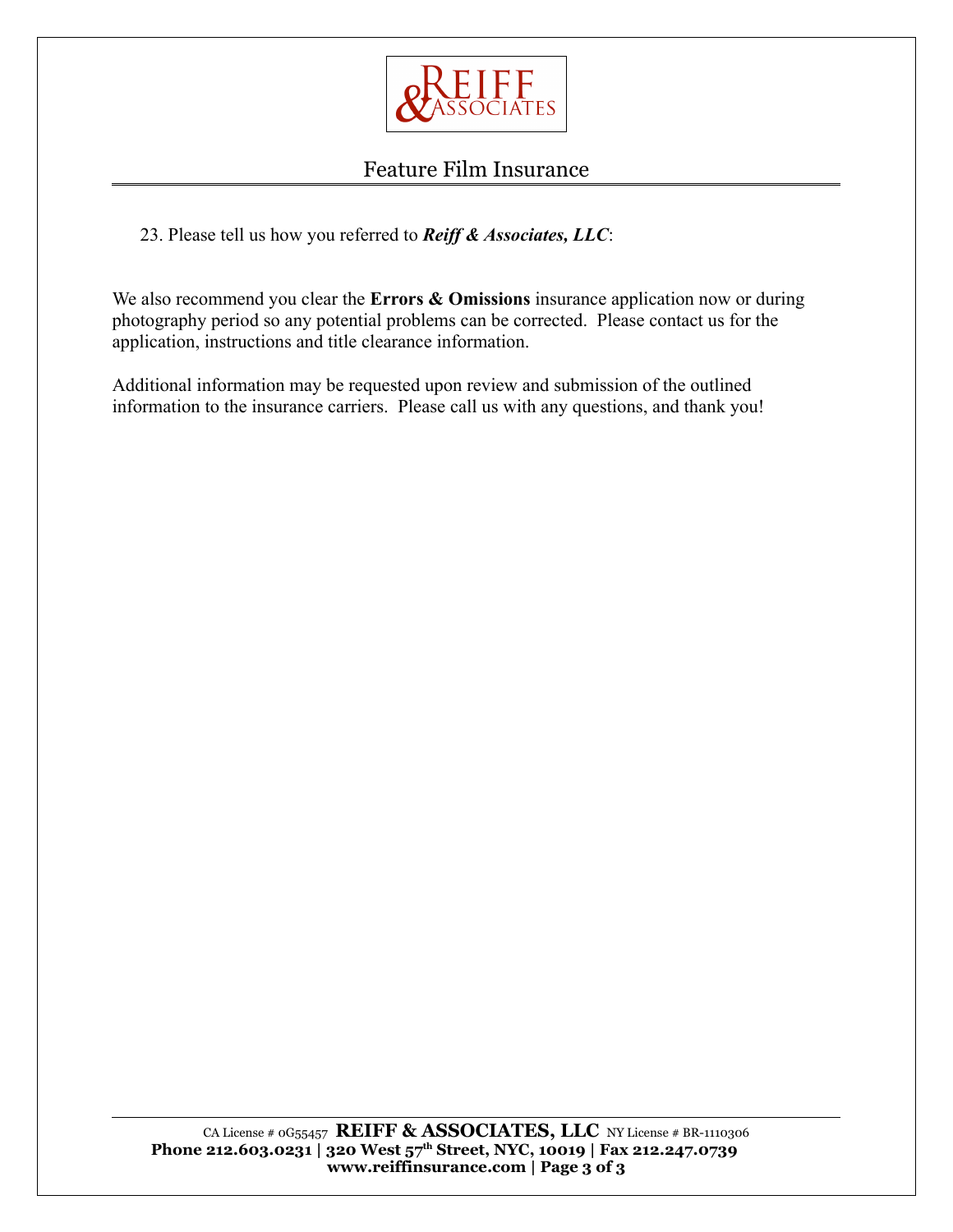# Feature Film Insurance

23. Please tell us how you referred to ***Reiff & Associates, LLC***:

We also recommend you clear the **Errors & Omissions** insurance application now or during photography period so any potential problems can be corrected. Please contact us for the application, instructions and title clearance information.

Additional information may be requested upon review and submission of the outlined information to the insurance carriers. Please call us with any questions, and thank you!